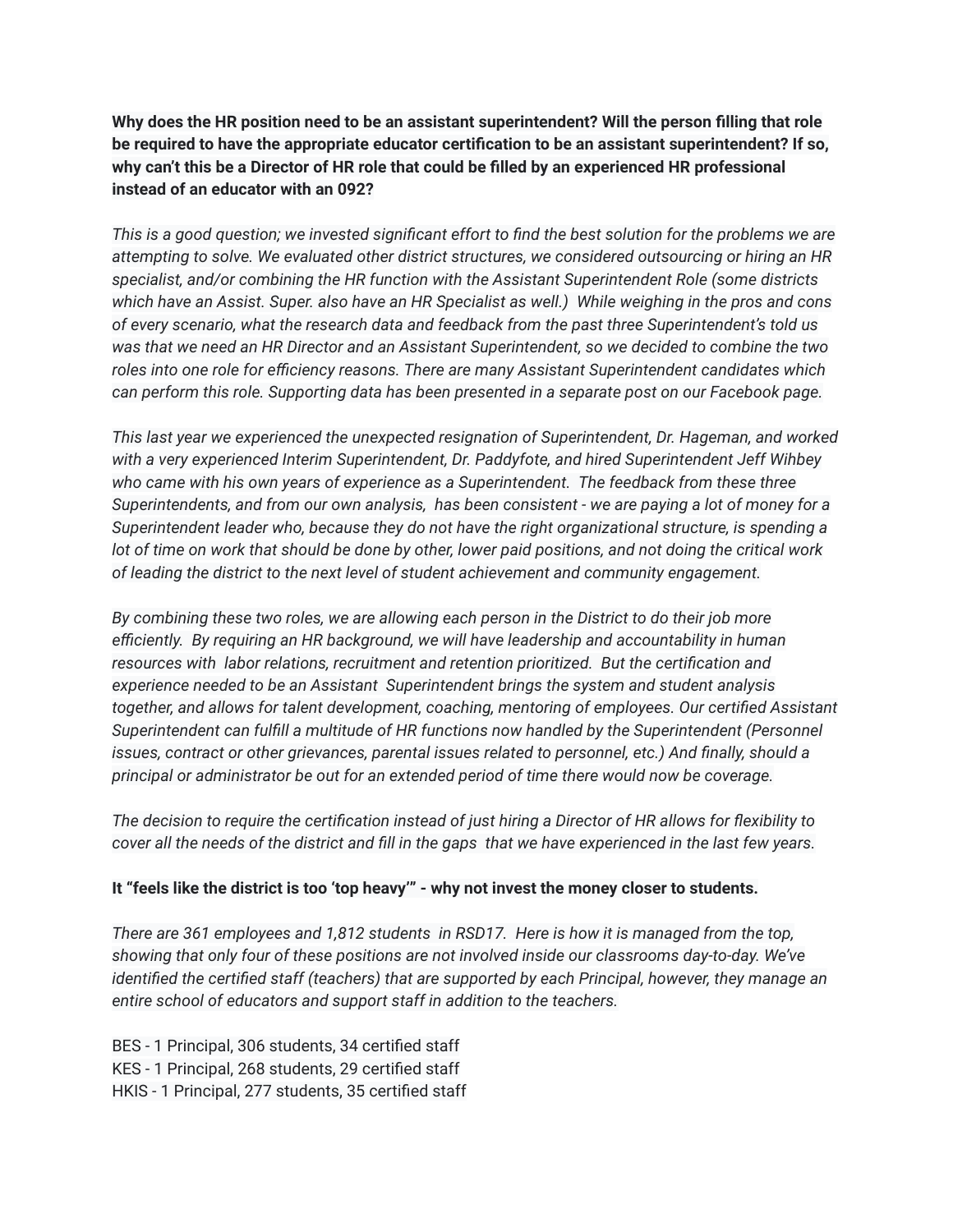**Why does the HR position need to be an assistant superintendent? Will the person filling that role be required to have the appropriate educator certification to be an assistant superintendent? If so, why can't this be a Director of HR role that could be filled by an experienced HR professional instead of an educator with an 092?**

*This is a good question; we invested significant effort to find the best solution for the problems we are attempting to solve. We evaluated other district structures, we considered outsourcing or hiring an HR specialist, and/or combining the HR function with the Assistant Superintendent Role (some districts which have an Assist. Super. also have an HR Specialist as well.) While weighing in the pros and cons of every scenario, what the research data and feedback from the past three Superintendent's told us was that we need an HR Director and an Assistant Superintendent, so we decided to combine the two roles into one role for efficiency reasons. There are many Assistant Superintendent candidates which can perform this role. Supporting data has been presented in a separate post on our Facebook page.*

*This last year we experienced the unexpected resignation of Superintendent, Dr. Hageman, and worked with a very experienced Interim Superintendent, Dr. Paddyfote, and hired Superintendent Jeff Wihbey who came with his own years of experience as a Superintendent. The feedback from these three Superintendents, and from our own analysis, has been consistent - we are paying a lot of money for a Superintendent leader who, because they do not have the right organizational structure, is spending a lot of time on work that should be done by other, lower paid positions, and not doing the critical work of leading the district to the next level of student achievement and community engagement.*

*By combining these two roles, we are allowing each person in the District to do their job more efficiently. By requiring an HR background, we will have leadership and accountability in human resources with labor relations, recruitment and retention prioritized. But the certification and experience needed to be an Assistant Superintendent brings the system and student analysis together, and allows for talent development, coaching, mentoring of employees. Our certified Assistant Superintendent can fulfill a multitude of HR functions now handled by the Superintendent (Personnel issues, contract or other grievances, parental issues related to personnel, etc.) And finally, should a principal or administrator be out for an extended period of time there would now be coverage.*

*The decision to require the certification instead of just hiring a Director of HR allows for flexibility to cover all the needs of the district and fill in the gaps that we have experienced in the last few years.*

**It "feels like the district is too 'top heavy'" - why not invest the money closer to students.**

*There are 361 employees and 1,812 students in RSD17. Here is how it is managed from the top, showing that only four of these positions are not involved inside our classrooms day-to-day. We've identified the certified staff (teachers) that are supported by each Principal, however, they manage an entire school of educators and support staff in addition to the teachers.*

BES - 1 Principal, 306 students, 34 certified staff
KES - 1 Principal, 268 students, 29 certified staff
HKIS - 1 Principal, 277 students, 35 certified staff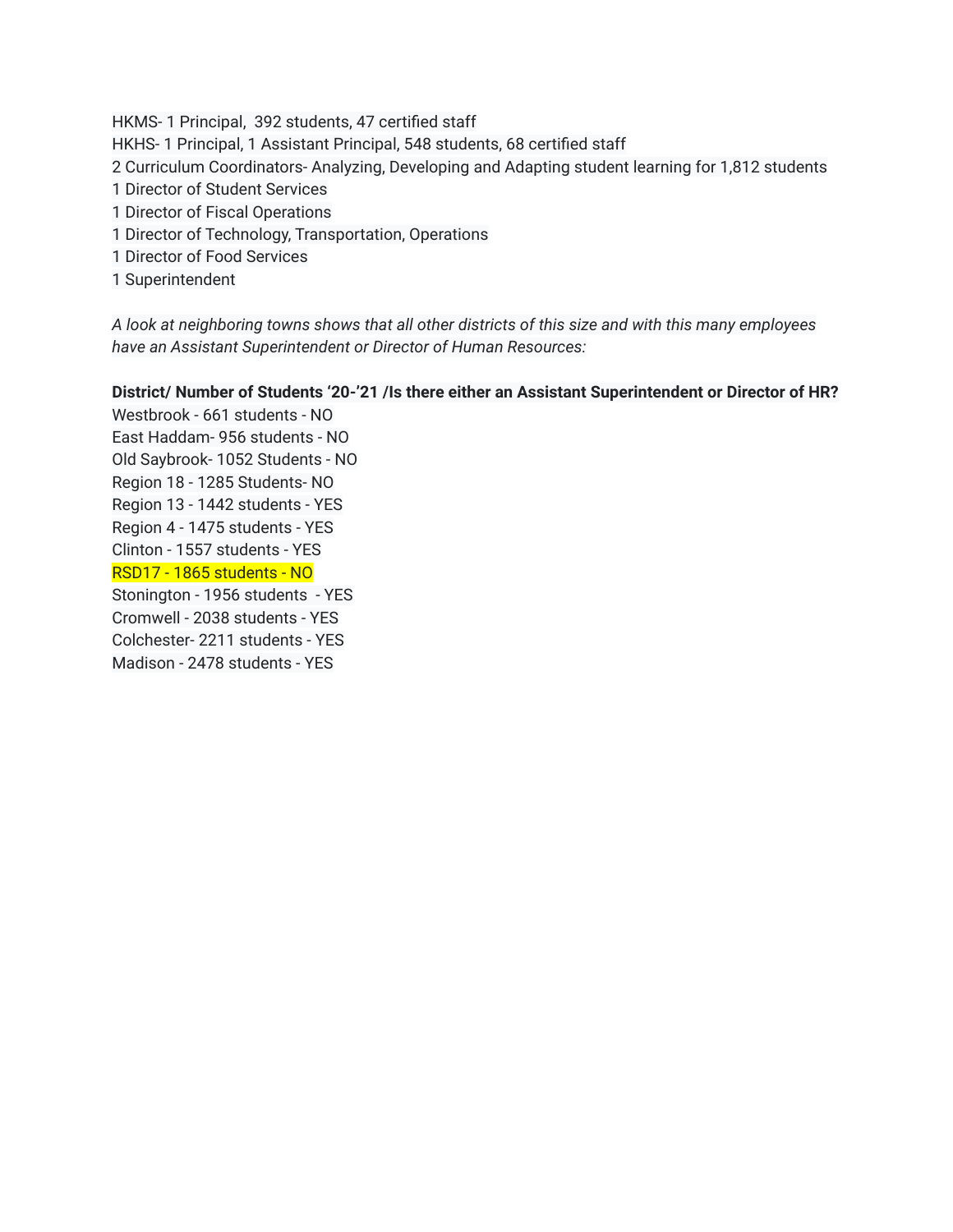HKMS- 1 Principal, 392 students, 47 certified staff
HKHS- 1 Principal, 1 Assistant Principal, 548 students, 68 certified staff
2 Curriculum Coordinators- Analyzing, Developing and Adapting student learning for 1,812 students
1 Director of Student Services
1 Director of Fiscal Operations
1 Director of Technology, Transportation, Operations
1 Director of Food Services
1 Superintendent

*A look at neighboring towns shows that all other districts of this size and with this many employees have an Assistant Superintendent or Director of Human Resources:*

**District/ Number of Students '20-'21 /Is there either an Assistant Superintendent or Director of HR?**
Westbrook - 661 students - NO
East Haddam- 956 students - NO
Old Saybrook- 1052 Students - NO
Region 18 - 1285 Students- NO
Region 13 - 1442 students - YES
Region 4 - 1475 students - YES
Clinton - 1557 students - YES
RSD17 - 1865 students - NO
Stonington - 1956 students - YES
Cromwell - 2038 students - YES
Colchester- 2211 students - YES
Madison - 2478 students - YES